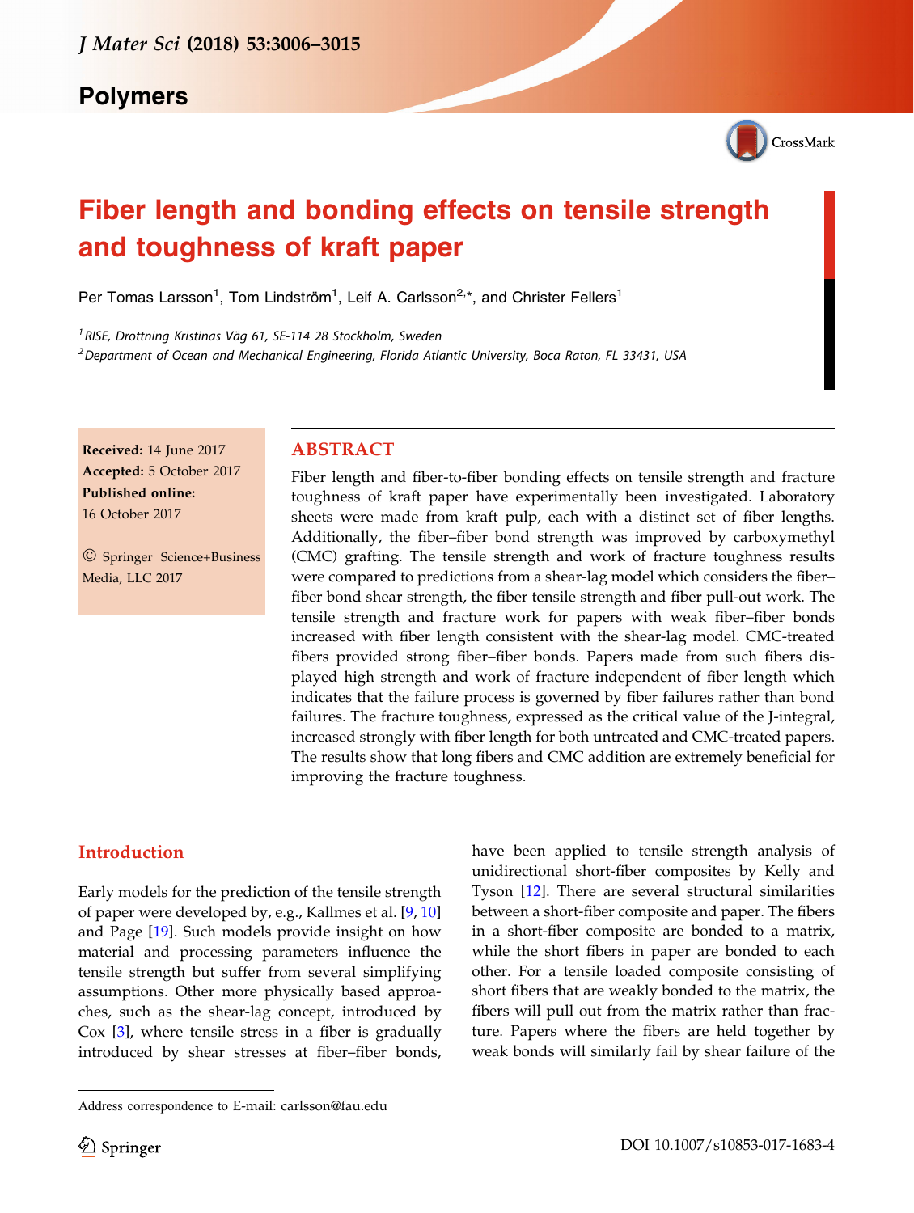# Fiber length and bonding effects on tensile strength and toughness of kraft paper

Per Tomas Larsson[1], Tom Lindström[1], Leif A. Carlsson[2,*], and Christer Fellers[1]

[1] RISE, Drottning Kristinas Väg 61, SE-114 28 Stockholm, Sweden

[2] Department of Ocean and Mechanical Engineering, Florida Atlantic University, Boca Raton, FL 33431, USA

**Received:** 14 June 2017
**Accepted:** 5 October 2017
**Published online:** 16 October 2017

© Springer Science+Business Media, LLC 2017

## ABSTRACT

Fiber length and fiber-to-fiber bonding effects on tensile strength and fracture toughness of kraft paper have experimentally been investigated. Laboratory sheets were made from kraft pulp, each with a distinct set of fiber lengths. Additionally, the fiber–fiber bond strength was improved by carboxymethyl (CMC) grafting. The tensile strength and work of fracture toughness results were compared to predictions from a shear-lag model which considers the fiber–fiber bond shear strength, the fiber tensile strength and fiber pull-out work. The tensile strength and fracture work for papers with weak fiber–fiber bonds increased with fiber length consistent with the shear-lag model. CMC-treated fibers provided strong fiber–fiber bonds. Papers made from such fibers displayed high strength and work of fracture independent of fiber length which indicates that the failure process is governed by fiber failures rather than bond failures. The fracture toughness, expressed as the critical value of the J-integral, increased strongly with fiber length for both untreated and CMC-treated papers. The results show that long fibers and CMC addition are extremely beneficial for improving the fracture toughness.

## Introduction

Early models for the prediction of the tensile strength of paper were developed by, e.g., Kallmes et al. [9, 10] and Page [19]. Such models provide insight on how material and processing parameters influence the tensile strength but suffer from several simplifying assumptions. Other more physically based approaches, such as the shear-lag concept, introduced by Cox [3], where tensile stress in a fiber is gradually introduced by shear stresses at fiber–fiber bonds, have been applied to tensile strength analysis of unidirectional short-fiber composites by Kelly and Tyson [12]. There are several structural similarities between a short-fiber composite and paper. The fibers in a short-fiber composite are bonded to a matrix, while the short fibers in paper are bonded to each other. For a tensile loaded composite consisting of short fibers that are weakly bonded to the matrix, the fibers will pull out from the matrix rather than fracture. Papers where the fibers are held together by weak bonds will similarly fail by shear failure of the

Address correspondence to E-mail: carlsson@fau.edu

DOI 10.1007/s10853-017-1683-4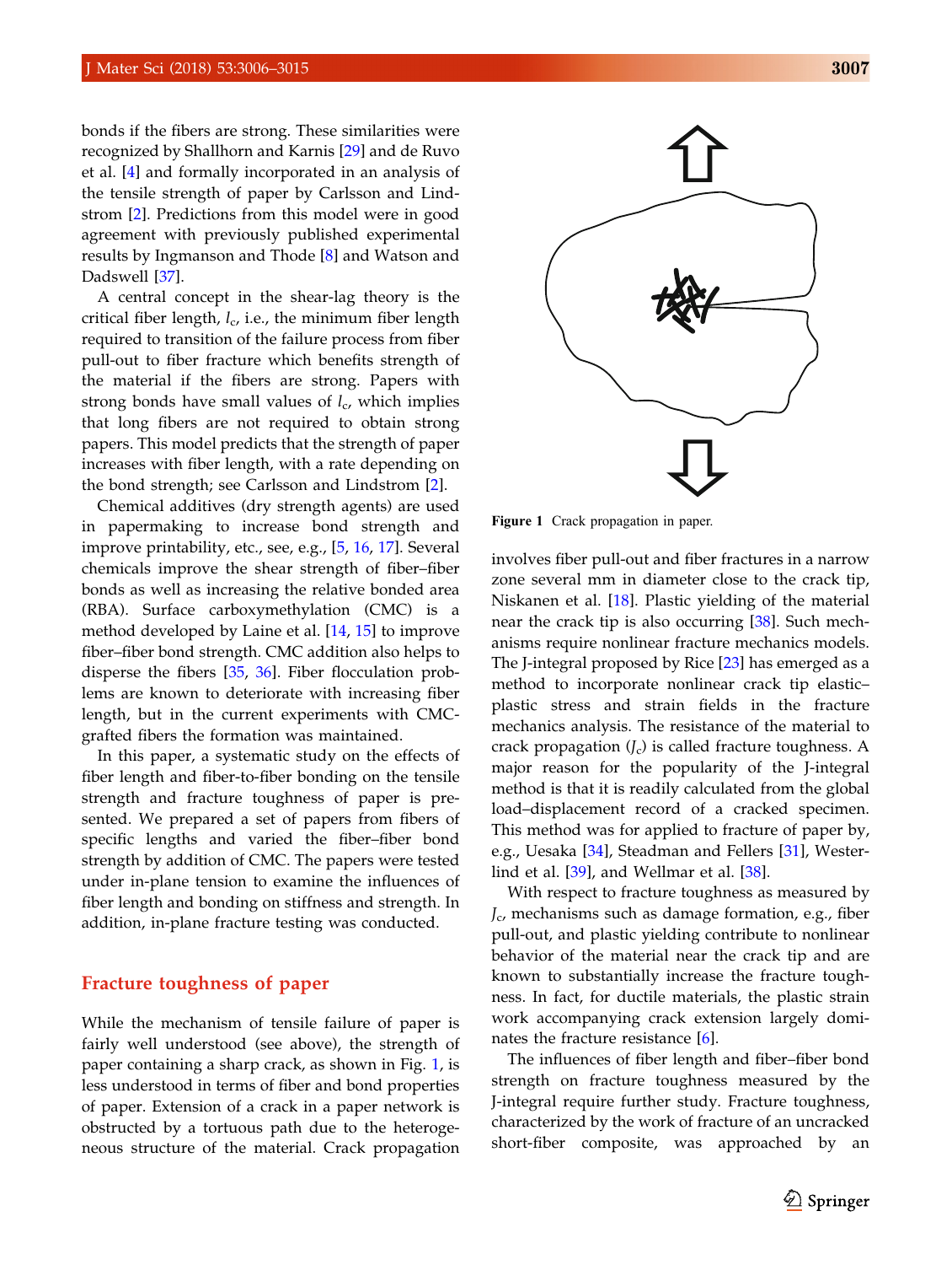bonds if the fibers are strong. These similarities were recognized by Shallhorn and Karnis [29] and de Ruvo et al. [4] and formally incorporated in an analysis of the tensile strength of paper by Carlsson and Lindstrom [2]. Predictions from this model were in good agreement with previously published experimental results by Ingmanson and Thode [8] and Watson and Dadswell [37].

A central concept in the shear-lag theory is the critical fiber length, $l_c$, i.e., the minimum fiber length required to transition of the failure process from fiber pull-out to fiber fracture which benefits strength of the material if the fibers are strong. Papers with strong bonds have small values of $l_c$, which implies that long fibers are not required to obtain strong papers. This model predicts that the strength of paper increases with fiber length, with a rate depending on the bond strength; see Carlsson and Lindstrom [2].

Chemical additives (dry strength agents) are used in papermaking to increase bond strength and improve printability, etc., see, e.g., [5, 16, 17]. Several chemicals improve the shear strength of fiber–fiber bonds as well as increasing the relative bonded area (RBA). Surface carboxymethylation (CMC) is a method developed by Laine et al. [14, 15] to improve fiber–fiber bond strength. CMC addition also helps to disperse the fibers [35, 36]. Fiber flocculation problems are known to deteriorate with increasing fiber length, but in the current experiments with CMC-grafted fibers the formation was maintained.

In this paper, a systematic study on the effects of fiber length and fiber-to-fiber bonding on the tensile strength and fracture toughness of paper is presented. We prepared a set of papers from fibers of specific lengths and varied the fiber–fiber bond strength by addition of CMC. The papers were tested under in-plane tension to examine the influences of fiber length and bonding on stiffness and strength. In addition, in-plane fracture testing was conducted.

## Fracture toughness of paper

While the mechanism of tensile failure of paper is fairly well understood (see above), the strength of paper containing a sharp crack, as shown in Fig. 1, is less understood in terms of fiber and bond properties of paper. Extension of a crack in a paper network is obstructed by a tortuous path due to the heterogeneous structure of the material. Crack propagation involves fiber pull-out and fiber fractures in a narrow zone several mm in diameter close to the crack tip, Niskanen et al. [18]. Plastic yielding of the material near the crack tip is also occurring [38]. Such mechanisms require nonlinear fracture mechanics models. The J-integral proposed by Rice [23] has emerged as a method to incorporate nonlinear crack tip elastic–plastic stress and strain fields in the fracture mechanics analysis. The resistance of the material to crack propagation ($J_c$) is called fracture toughness. A major reason for the popularity of the J-integral method is that it is readily calculated from the global load–displacement record of a cracked specimen. This method was for applied to fracture of paper by, e.g., Uesaka [34], Steadman and Fellers [31], Westerlind et al. [39], and Wellmar et al. [38].

**Figure 1** Crack propagation in paper.

With respect to fracture toughness as measured by $J_c$, mechanisms such as damage formation, e.g., fiber pull-out, and plastic yielding contribute to nonlinear behavior of the material near the crack tip and are known to substantially increase the fracture toughness. In fact, for ductile materials, the plastic strain work accompanying crack extension largely dominates the fracture resistance [6].

The influences of fiber length and fiber–fiber bond strength on fracture toughness measured by the J-integral require further study. Fracture toughness, characterized by the work of fracture of an uncracked short-fiber composite, was approached by an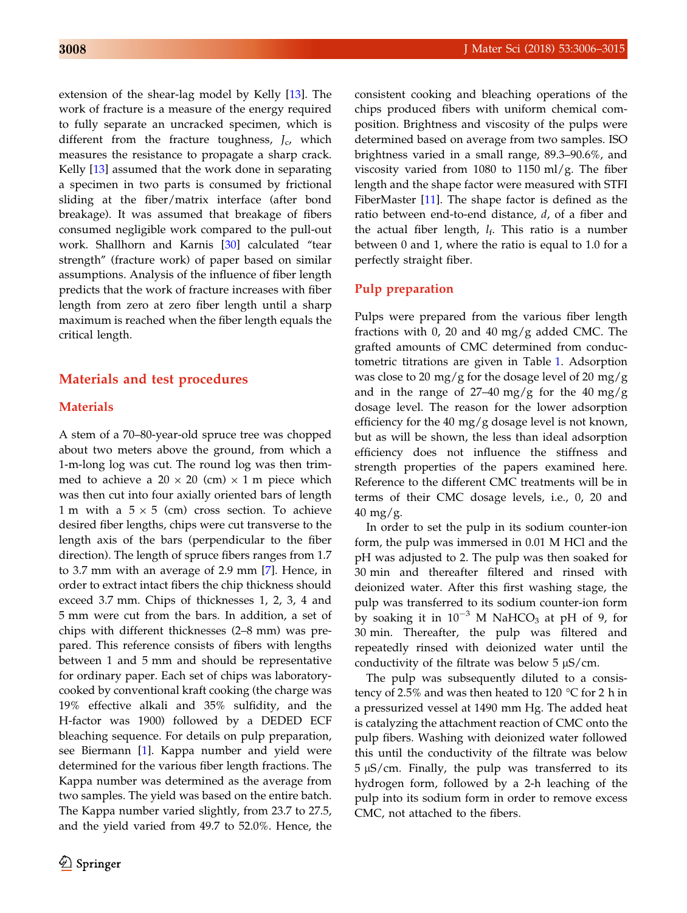extension of the shear-lag model by Kelly [13]. The work of fracture is a measure of the energy required to fully separate an uncracked specimen, which is different from the fracture toughness, $J_c$, which measures the resistance to propagate a sharp crack. Kelly [13] assumed that the work done in separating a specimen in two parts is consumed by frictional sliding at the fiber/matrix interface (after bond breakage). It was assumed that breakage of fibers consumed negligible work compared to the pull-out work. Shallhorn and Karnis [30] calculated "tear strength" (fracture work) of paper based on similar assumptions. Analysis of the influence of fiber length predicts that the work of fracture increases with fiber length from zero at zero fiber length until a sharp maximum is reached when the fiber length equals the critical length.

## Materials and test procedures

### Materials

A stem of a 70–80-year-old spruce tree was chopped about two meters above the ground, from which a 1-m-long log was cut. The round log was then trimmed to achieve a 20 × 20 (cm) × 1 m piece which was then cut into four axially oriented bars of length 1 m with a 5 × 5 (cm) cross section. To achieve desired fiber lengths, chips were cut transverse to the length axis of the bars (perpendicular to the fiber direction). The length of spruce fibers ranges from 1.7 to 3.7 mm with an average of 2.9 mm [7]. Hence, in order to extract intact fibers the chip thickness should exceed 3.7 mm. Chips of thicknesses 1, 2, 3, 4 and 5 mm were cut from the bars. In addition, a set of chips with different thicknesses (2–8 mm) was prepared. This reference consists of fibers with lengths between 1 and 5 mm and should be representative for ordinary paper. Each set of chips was laboratory-cooked by conventional kraft cooking (the charge was 19% effective alkali and 35% sulfidity, and the H-factor was 1900) followed by a DEDED ECF bleaching sequence. For details on pulp preparation, see Biermann [1]. Kappa number and yield were determined for the various fiber length fractions. The Kappa number was determined as the average from two samples. The yield was based on the entire batch. The Kappa number varied slightly, from 23.7 to 27.5, and the yield varied from 49.7 to 52.0%. Hence, the consistent cooking and bleaching operations of the chips produced fibers with uniform chemical composition. Brightness and viscosity of the pulps were determined based on average from two samples. ISO brightness varied in a small range, 89.3–90.6%, and viscosity varied from 1080 to 1150 ml/g. The fiber length and the shape factor were measured with STFI FiberMaster [11]. The shape factor is defined as the ratio between end-to-end distance, $d$, of a fiber and the actual fiber length, $l_f$. This ratio is a number between 0 and 1, where the ratio is equal to 1.0 for a perfectly straight fiber.

### Pulp preparation

Pulps were prepared from the various fiber length fractions with 0, 20 and 40 mg/g added CMC. The grafted amounts of CMC determined from conductometric titrations are given in Table 1. Adsorption was close to 20 mg/g for the dosage level of 20 mg/g and in the range of 27–40 mg/g for the 40 mg/g dosage level. The reason for the lower adsorption efficiency for the 40 mg/g dosage level is not known, but as will be shown, the less than ideal adsorption efficiency does not influence the stiffness and strength properties of the papers examined here. Reference to the different CMC treatments will be in terms of their CMC dosage levels, i.e., 0, 20 and 40 mg/g.

In order to set the pulp in its sodium counter-ion form, the pulp was immersed in 0.01 M HCl and the pH was adjusted to 2. The pulp was then soaked for 30 min and thereafter filtered and rinsed with deionized water. After this first washing stage, the pulp was transferred to its sodium counter-ion form by soaking it in $10^{-3}$ M $NaHCO_3$ at pH of 9, for 30 min. Thereafter, the pulp was filtered and repeatedly rinsed with deionized water until the conductivity of the filtrate was below 5 μS/cm.

The pulp was subsequently diluted to a consistency of 2.5% and was then heated to 120 °C for 2 h in a pressurized vessel at 1490 mm Hg. The added heat is catalyzing the attachment reaction of CMC onto the pulp fibers. Washing with deionized water followed this until the conductivity of the filtrate was below 5 μS/cm. Finally, the pulp was transferred to its hydrogen form, followed by a 2-h leaching of the pulp into its sodium form in order to remove excess CMC, not attached to the fibers.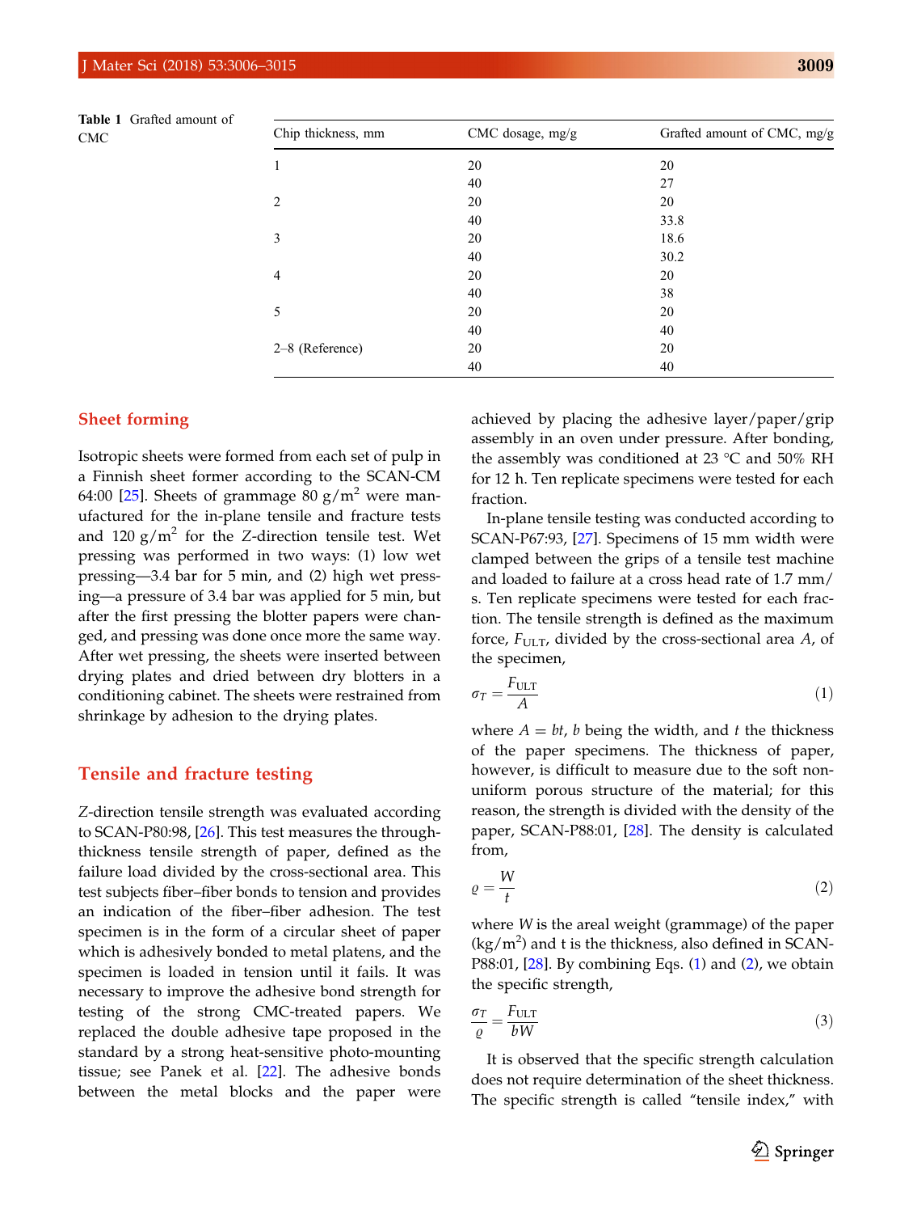**Table 1** Grafted amount of CMC

| Chip thickness, mm | CMC dosage, mg/g | Grafted amount of CMC, mg/g |
|---|---|---|
| 1 | 20 | 20 |
| | 40 | 27 |
| 2 | 20 | 20 |
| | 40 | 33.8 |
| 3 | 20 | 18.6 |
| | 40 | 30.2 |
| 4 | 20 | 20 |
| | 40 | 38 |
| 5 | 20 | 20 |
| | 40 | 40 |
| 2–8 (Reference) | 20 | 20 |
| | 40 | 40 |

## Sheet forming

Isotropic sheets were formed from each set of pulp in a Finnish sheet former according to the SCAN-CM 64:00 [25]. Sheets of grammage 80 $g/m^2$ were manufactured for the in-plane tensile and fracture tests and 120 $g/m^2$ for the $Z$-direction tensile test. Wet pressing was performed in two ways: (1) low wet pressing—3.4 bar for 5 min, and (2) high wet pressing—a pressure of 3.4 bar was applied for 5 min, but after the first pressing the blotter papers were changed, and pressing was done once more the same way. After wet pressing, the sheets were inserted between drying plates and dried between dry blotters in a conditioning cabinet. The sheets were restrained from shrinkage by adhesion to the drying plates.

## Tensile and fracture testing

*Z*-direction tensile strength was evaluated according to SCAN-P80:98, [26]. This test measures the through-thickness tensile strength of paper, defined as the failure load divided by the cross-sectional area. This test subjects fiber–fiber bonds to tension and provides an indication of the fiber–fiber adhesion. The test specimen is in the form of a circular sheet of paper which is adhesively bonded to metal platens, and the specimen is loaded in tension until it fails. It was necessary to improve the adhesive bond strength for testing of the strong CMC-treated papers. We replaced the double adhesive tape proposed in the standard by a strong heat-sensitive photo-mounting tissue; see Panek et al. [22]. The adhesive bonds between the metal blocks and the paper were achieved by placing the adhesive layer/paper/grip assembly in an oven under pressure. After bonding, the assembly was conditioned at 23 °C and 50% RH for 12 h. Ten replicate specimens were tested for each fraction.

In-plane tensile testing was conducted according to SCAN-P67:93, [27]. Specimens of 15 mm width were clamped between the grips of a tensile test machine and loaded to failure at a cross head rate of 1.7 mm/s. Ten replicate specimens were tested for each fraction. The tensile strength is defined as the maximum force, $F_{\mathrm{ULT}}$, divided by the cross-sectional area $A$, of the specimen,

$$\sigma_T = \frac{F_{\mathrm{ULT}}}{A} \tag{1}$$

where $A = bt$, $b$ being the width, and $t$ the thickness of the paper specimens. The thickness of paper, however, is difficult to measure due to the soft non-uniform porous structure of the material; for this reason, the strength is divided with the density of the paper, SCAN-P88:01, [28]. The density is calculated from,

$$\varrho = \frac{W}{t} \tag{2}$$

where $W$ is the areal weight (grammage) of the paper ($kg/m^2$) and t is the thickness, also defined in SCAN-P88:01, [28]. By combining Eqs. (1) and (2), we obtain the specific strength,

$$\frac{\sigma_T}{\varrho} = \frac{F_{\mathrm{ULT}}}{bW} \tag{3}$$

It is observed that the specific strength calculation does not require determination of the sheet thickness. The specific strength is called "tensile index," with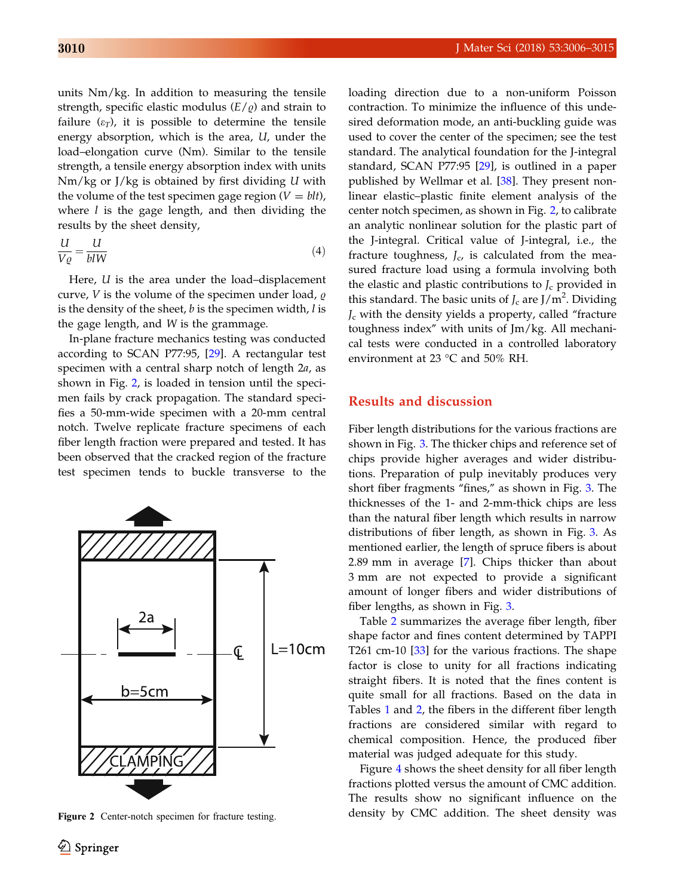units Nm/kg. In addition to measuring the tensile strength, specific elastic modulus ($E/\varrho$) and strain to failure ($\varepsilon_T$), it is possible to determine the tensile energy absorption, which is the area, $U$, under the load–elongation curve (Nm). Similar to the tensile strength, a tensile energy absorption index with units Nm/kg or J/kg is obtained by first dividing $U$ with the volume of the test specimen gage region ($V = blt$), where $l$ is the gage length, and then dividing the results by the sheet density,

$$\frac{U}{V\varrho} = \frac{U}{blW} \tag{4}$$

Here, $U$ is the area under the load–displacement curve, $V$ is the volume of the specimen under load, $\varrho$ is the density of the sheet, $b$ is the specimen width, $l$ is the gage length, and $W$ is the grammage.

In-plane fracture mechanics testing was conducted according to SCAN P77:95, [29]. A rectangular test specimen with a central sharp notch of length $2a$, as shown in Fig. 2, is loaded in tension until the specimen fails by crack propagation. The standard specifies a 50-mm-wide specimen with a 20-mm central notch. Twelve replicate fracture specimens of each fiber length fraction were prepared and tested. It has been observed that the cracked region of the fracture test specimen tends to buckle transverse to the loading direction due to a non-uniform Poisson contraction. To minimize the influence of this undesired deformation mode, an anti-buckling guide was used to cover the center of the specimen; see the test standard. The analytical foundation for the J-integral standard, SCAN P77:95 [29], is outlined in a paper published by Wellmar et al. [38]. They present nonlinear elastic–plastic finite element analysis of the center notch specimen, as shown in Fig. 2, to calibrate an analytic nonlinear solution for the plastic part of the J-integral. Critical value of J-integral, i.e., the fracture toughness, $J_c$, is calculated from the measured fracture load using a formula involving both the elastic and plastic contributions to $J_c$ provided in this standard. The basic units of $J_c$ are J/m$^2$. Dividing $J_c$ with the density yields a property, called "fracture toughness index" with units of Jm/kg. All mechanical tests were conducted in a controlled laboratory environment at 23 °C and 50% RH.

Figure 2 Center-notch specimen for fracture testing.

## Results and discussion

Fiber length distributions for the various fractions are shown in Fig. 3. The thicker chips and reference set of chips provide higher averages and wider distributions. Preparation of pulp inevitably produces very short fiber fragments "fines," as shown in Fig. 3. The thicknesses of the 1- and 2-mm-thick chips are less than the natural fiber length which results in narrow distributions of fiber length, as shown in Fig. 3. As mentioned earlier, the length of spruce fibers is about 2.89 mm in average [7]. Chips thicker than about 3 mm are not expected to provide a significant amount of longer fibers and wider distributions of fiber lengths, as shown in Fig. 3.

Table 2 summarizes the average fiber length, fiber shape factor and fines content determined by TAPPI T261 cm-10 [33] for the various fractions. The shape factor is close to unity for all fractions indicating straight fibers. It is noted that the fines content is quite small for all fractions. Based on the data in Tables 1 and 2, the fibers in the different fiber length fractions are considered similar with regard to chemical composition. Hence, the produced fiber material was judged adequate for this study.

Figure 4 shows the sheet density for all fiber length fractions plotted versus the amount of CMC addition. The results show no significant influence on the density by CMC addition. The sheet density was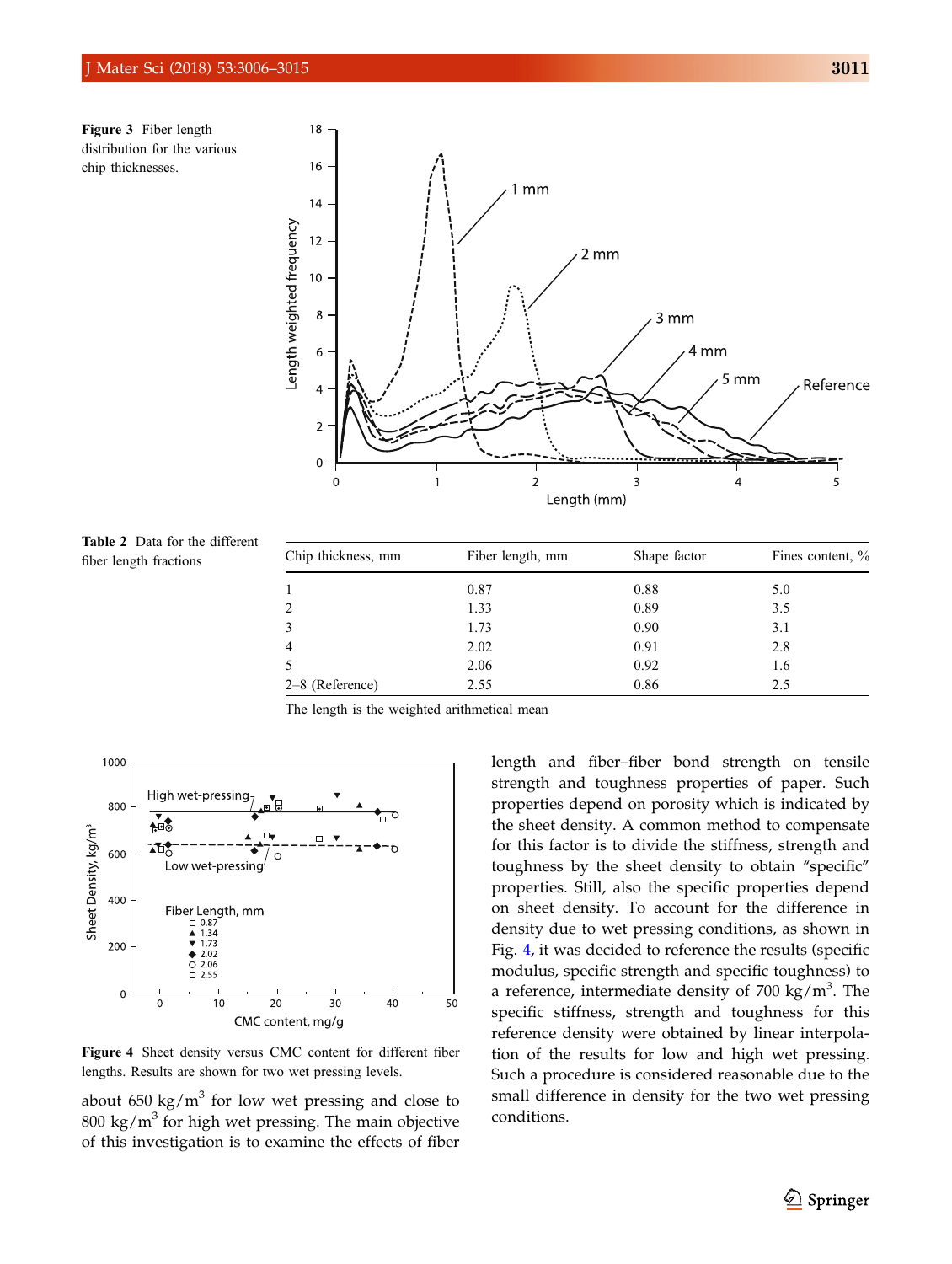Figure 3 Fiber length distribution for the various chip thicknesses.

Table 2 Data for the different fiber length fractions

| Chip thickness, mm | Fiber length, mm | Shape factor | Fines content, % |
|---|---|---|---|
| 1 | 0.87 | 0.88 | 5.0 |
| 2 | 1.33 | 0.89 | 3.5 |
| 3 | 1.73 | 0.90 | 3.1 |
| 4 | 2.02 | 0.91 | 2.8 |
| 5 | 2.06 | 0.92 | 1.6 |
| 2–8 (Reference) | 2.55 | 0.86 | 2.5 |

The length is the weighted arithmetical mean

Figure 4 Sheet density versus CMC content for different fiber lengths. Results are shown for two wet pressing levels.

about 650 $kg/m^3$ for low wet pressing and close to 800 $kg/m^3$ for high wet pressing. The main objective of this investigation is to examine the effects of fiber length and fiber–fiber bond strength on tensile strength and toughness properties of paper. Such properties depend on porosity which is indicated by the sheet density. A common method to compensate for this factor is to divide the stiffness, strength and toughness by the sheet density to obtain "specific" properties. Still, also the specific properties depend on sheet density. To account for the difference in density due to wet pressing conditions, as shown in Fig. 4, it was decided to reference the results (specific modulus, specific strength and specific toughness) to a reference, intermediate density of 700 $kg/m^3$. The specific stiffness, strength and toughness for this reference density were obtained by linear interpolation of the results for low and high wet pressing. Such a procedure is considered reasonable due to the small difference in density for the two wet pressing conditions.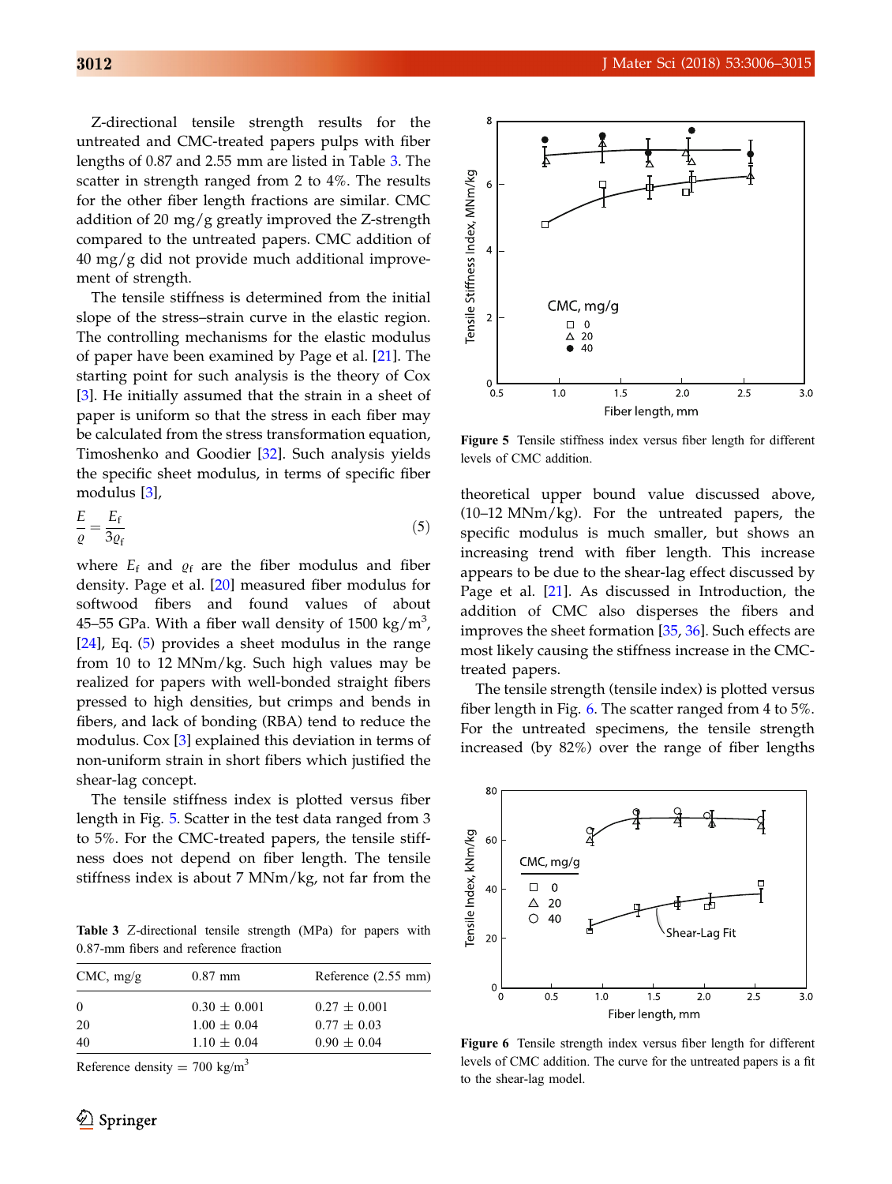Z-directional tensile strength results for the untreated and CMC-treated papers pulps with fiber lengths of 0.87 and 2.55 mm are listed in Table 3. The scatter in strength ranged from 2 to 4%. The results for the other fiber length fractions are similar. CMC addition of 20 mg/g greatly improved the Z-strength compared to the untreated papers. CMC addition of 40 mg/g did not provide much additional improvement of strength.

The tensile stiffness is determined from the initial slope of the stress–strain curve in the elastic region. The controlling mechanisms for the elastic modulus of paper have been examined by Page et al. [21]. The starting point for such analysis is the theory of Cox [3]. He initially assumed that the strain in a sheet of paper is uniform so that the stress in each fiber may be calculated from the stress transformation equation, Timoshenko and Goodier [32]. Such analysis yields the specific sheet modulus, in terms of specific fiber modulus [3],

$$\frac{E}{\varrho} = \frac{E_f}{3\varrho_f} \tag{5}$$

where $E_f$ and $\varrho_f$ are the fiber modulus and fiber density. Page et al. [20] measured fiber modulus for softwood fibers and found values of about 45–55 GPa. With a fiber wall density of 1500 kg/m$^3$, [24], Eq. (5) provides a sheet modulus in the range from 10 to 12 MNm/kg. Such high values may be realized for papers with well-bonded straight fibers pressed to high densities, but crimps and bends in fibers, and lack of bonding (RBA) tend to reduce the modulus. Cox [3] explained this deviation in terms of non-uniform strain in short fibers which justified the shear-lag concept.

The tensile stiffness index is plotted versus fiber length in Fig. 5. Scatter in the test data ranged from 3 to 5%. For the CMC-treated papers, the tensile stiffness does not depend on fiber length. The tensile stiffness index is about 7 MNm/kg, not far from the theoretical upper bound value discussed above, (10–12 MNm/kg). For the untreated papers, the specific modulus is much smaller, but shows an increasing trend with fiber length. This increase appears to be due to the shear-lag effect discussed by Page et al. [21]. As discussed in Introduction, the addition of CMC also disperses the fibers and improves the sheet formation [35, 36]. Such effects are most likely causing the stiffness increase in the CMC-treated papers.

The tensile strength (tensile index) is plotted versus fiber length in Fig. 6. The scatter ranged from 4 to 5%. For the untreated specimens, the tensile strength increased (by 82%) over the range of fiber lengths

**Table 3** Z-directional tensile strength (MPa) for papers with 0.87-mm fibers and reference fraction

| CMC, mg/g | 0.87 mm | Reference (2.55 mm) |
|---|---|---|
| 0 | 0.30 ± 0.001 | 0.27 ± 0.001 |
| 20 | 1.00 ± 0.04 | 0.77 ± 0.03 |
| 40 | 1.10 ± 0.04 | 0.90 ± 0.04 |

Reference density = 700 kg/m$^3$

**Figure 5** Tensile stiffness index versus fiber length for different levels of CMC addition.

**Figure 6** Tensile strength index versus fiber length for different levels of CMC addition. The curve for the untreated papers is a fit to the shear-lag model.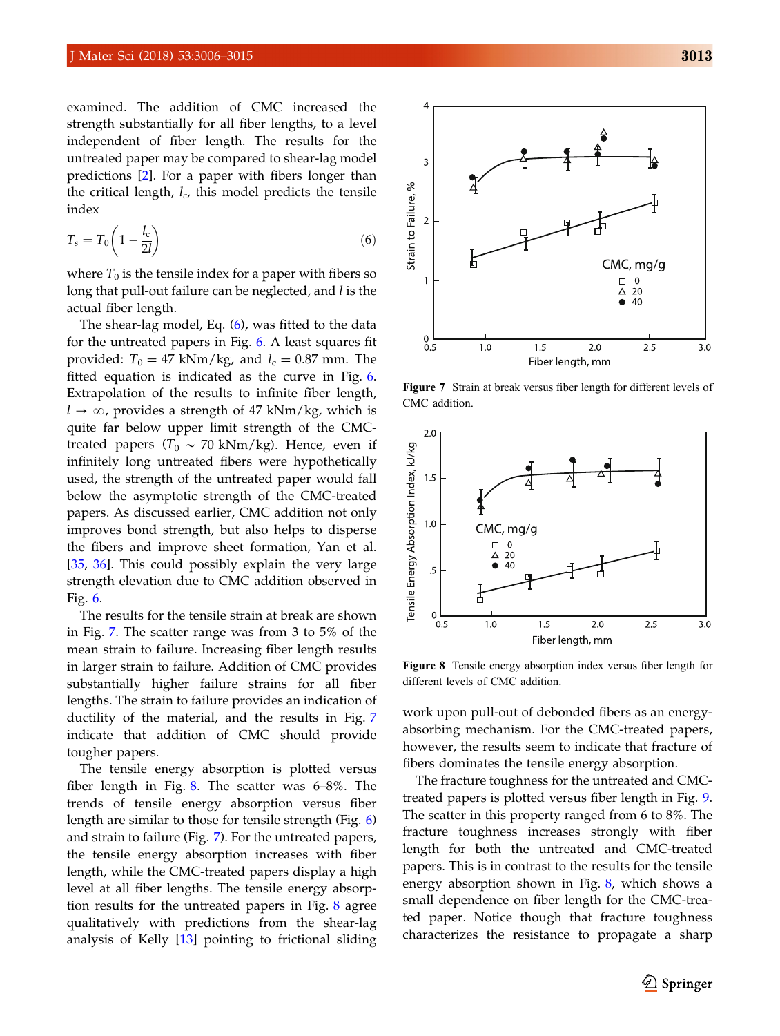examined. The addition of CMC increased the strength substantially for all fiber lengths, to a level independent of fiber length. The results for the untreated paper may be compared to shear-lag model predictions [2]. For a paper with fibers longer than the critical length, $l_c$, this model predicts the tensile index

$$T_s = T_0\left(1 - \frac{l_c}{2l}\right) \tag{6}$$

where $T_0$ is the tensile index for a paper with fibers so long that pull-out failure can be neglected, and $l$ is the actual fiber length.

The shear-lag model, Eq. (6), was fitted to the data for the untreated papers in Fig. 6. A least squares fit provided: $T_0 = 47$ kNm/kg, and $l_c = 0.87$ mm. The fitted equation is indicated as the curve in Fig. 6. Extrapolation of the results to infinite fiber length, $l \to \infty$, provides a strength of 47 kNm/kg, which is quite far below upper limit strength of the CMC-treated papers ($T_0 \sim 70$ kNm/kg). Hence, even if infinitely long untreated fibers were hypothetically used, the strength of the untreated paper would fall below the asymptotic strength of the CMC-treated papers. As discussed earlier, CMC addition not only improves bond strength, but also helps to disperse the fibers and improve sheet formation, Yan et al. [35, 36]. This could possibly explain the very large strength elevation due to CMC addition observed in Fig. 6.

The results for the tensile strain at break are shown in Fig. 7. The scatter range was from 3 to 5% of the mean strain to failure. Increasing fiber length results in larger strain to failure. Addition of CMC provides substantially higher failure strains for all fiber lengths. The strain to failure provides an indication of ductility of the material, and the results in Fig. 7 indicate that addition of CMC should provide tougher papers.

The tensile energy absorption is plotted versus fiber length in Fig. 8. The scatter was 6–8%. The trends of tensile energy absorption versus fiber length are similar to those for tensile strength (Fig. 6) and strain to failure (Fig. 7). For the untreated papers, the tensile energy absorption increases with fiber length, while the CMC-treated papers display a high level at all fiber lengths. The tensile energy absorption results for the untreated papers in Fig. 8 agree qualitatively with predictions from the shear-lag analysis of Kelly [13] pointing to frictional sliding work upon pull-out of debonded fibers as an energy-absorbing mechanism. For the CMC-treated papers, however, the results seem to indicate that fracture of fibers dominates the tensile energy absorption.

**Figure 7** Strain at break versus fiber length for different levels of CMC addition.

**Figure 8** Tensile energy absorption index versus fiber length for different levels of CMC addition.

The fracture toughness for the untreated and CMC-treated papers is plotted versus fiber length in Fig. 9. The scatter in this property ranged from 6 to 8%. The fracture toughness increases strongly with fiber length for both the untreated and CMC-treated papers. This is in contrast to the results for the tensile energy absorption shown in Fig. 8, which shows a small dependence on fiber length for the CMC-treated paper. Notice though that fracture toughness characterizes the resistance to propagate a sharp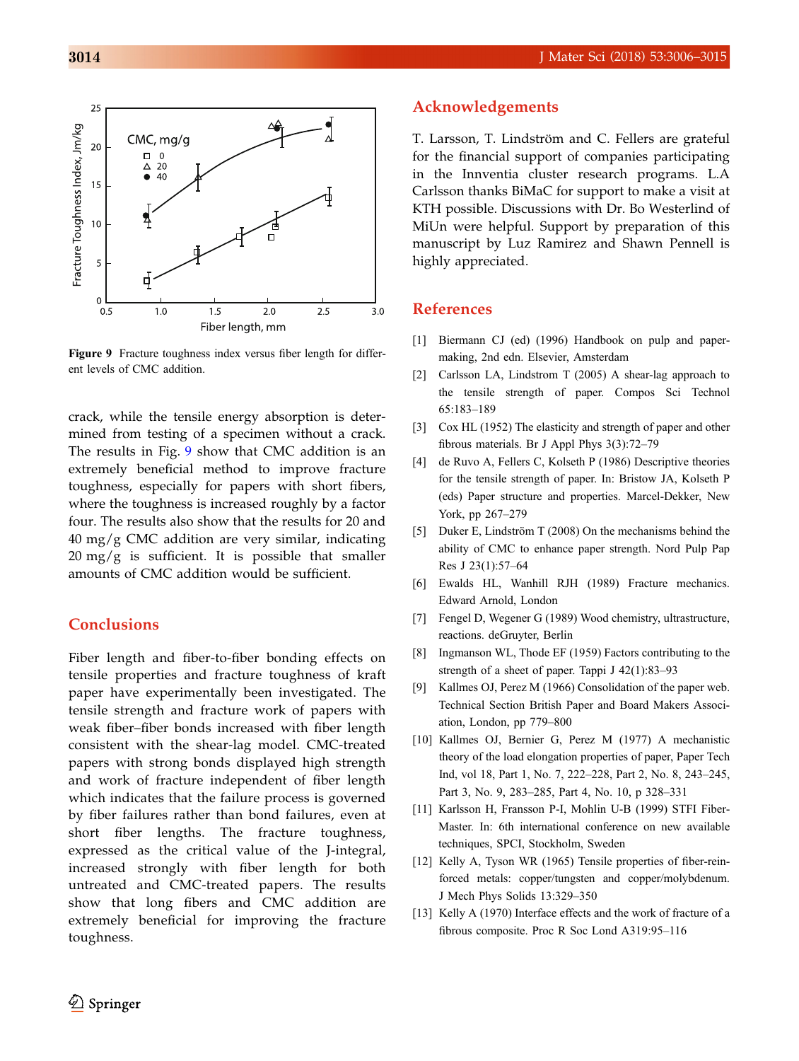Figure 9 Fracture toughness index versus fiber length for different levels of CMC addition.

crack, while the tensile energy absorption is determined from testing of a specimen without a crack. The results in Fig. 9 show that CMC addition is an extremely beneficial method to improve fracture toughness, especially for papers with short fibers, where the toughness is increased roughly by a factor four. The results also show that the results for 20 and 40 mg/g CMC addition are very similar, indicating 20 mg/g is sufficient. It is possible that smaller amounts of CMC addition would be sufficient.

## Conclusions

Fiber length and fiber-to-fiber bonding effects on tensile properties and fracture toughness of kraft paper have experimentally been investigated. The tensile strength and fracture work of papers with weak fiber–fiber bonds increased with fiber length consistent with the shear-lag model. CMC-treated papers with strong bonds displayed high strength and work of fracture independent of fiber length which indicates that the failure process is governed by fiber failures rather than bond failures, even at short fiber lengths. The fracture toughness, expressed as the critical value of the J-integral, increased strongly with fiber length for both untreated and CMC-treated papers. The results show that long fibers and CMC addition are extremely beneficial for improving the fracture toughness.

## Acknowledgements

T. Larsson, T. Lindström and C. Fellers are grateful for the financial support of companies participating in the Innventia cluster research programs. L.A Carlsson thanks BiMaC for support to make a visit at KTH possible. Discussions with Dr. Bo Westerlind of MiUn were helpful. Support by preparation of this manuscript by Luz Ramirez and Shawn Pennell is highly appreciated.

## References

[1] Biermann CJ (ed) (1996) Handbook on pulp and papermaking, 2nd edn. Elsevier, Amsterdam

[2] Carlsson LA, Lindstrom T (2005) A shear-lag approach to the tensile strength of paper. Compos Sci Technol 65:183–189

[3] Cox HL (1952) The elasticity and strength of paper and other fibrous materials. Br J Appl Phys 3(3):72–79

[4] de Ruvo A, Fellers C, Kolseth P (1986) Descriptive theories for the tensile strength of paper. In: Bristow JA, Kolseth P (eds) Paper structure and properties. Marcel-Dekker, New York, pp 267–279

[5] Duker E, Lindström T (2008) On the mechanisms behind the ability of CMC to enhance paper strength. Nord Pulp Pap Res J 23(1):57–64

[6] Ewalds HL, Wanhill RJH (1989) Fracture mechanics. Edward Arnold, London

[7] Fengel D, Wegener G (1989) Wood chemistry, ultrastructure, reactions. deGruyter, Berlin

[8] Ingmanson WL, Thode EF (1959) Factors contributing to the strength of a sheet of paper. Tappi J 42(1):83–93

[9] Kallmes OJ, Perez M (1966) Consolidation of the paper web. Technical Section British Paper and Board Makers Association, London, pp 779–800

[10] Kallmes OJ, Bernier G, Perez M (1977) A mechanistic theory of the load elongation properties of paper, Paper Tech Ind, vol 18, Part 1, No. 7, 222–228, Part 2, No. 8, 243–245, Part 3, No. 9, 283–285, Part 4, No. 10, p 328–331

[11] Karlsson H, Fransson P-I, Mohlin U-B (1999) STFI Fiber-Master. In: 6th international conference on new available techniques, SPCI, Stockholm, Sweden

[12] Kelly A, Tyson WR (1965) Tensile properties of fiber-reinforced metals: copper/tungsten and copper/molybdenum. J Mech Phys Solids 13:329–350

[13] Kelly A (1970) Interface effects and the work of fracture of a fibrous composite. Proc R Soc Lond A319:95–116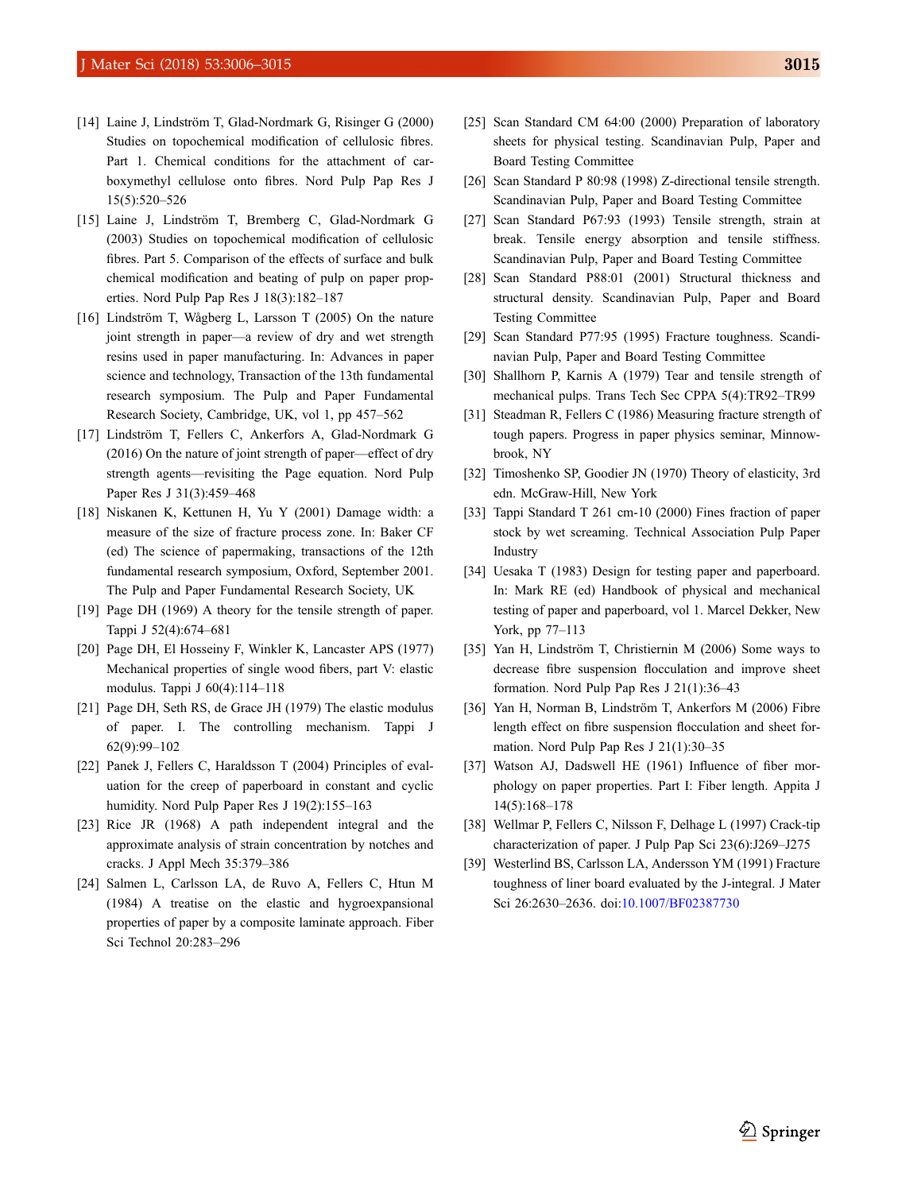[14] Laine J, Lindström T, Glad-Nordmark G, Risinger G (2000) Studies on topochemical modification of cellulosic fibres. Part 1. Chemical conditions for the attachment of carboxymethyl cellulose onto fibres. Nord Pulp Pap Res J 15(5):520–526

[15] Laine J, Lindström T, Bremberg C, Glad-Nordmark G (2003) Studies on topochemical modification of cellulosic fibres. Part 5. Comparison of the effects of surface and bulk chemical modification and beating of pulp on paper properties. Nord Pulp Pap Res J 18(3):182–187

[16] Lindström T, Wågberg L, Larsson T (2005) On the nature joint strength in paper—a review of dry and wet strength resins used in paper manufacturing. In: Advances in paper science and technology, Transaction of the 13th fundamental research symposium. The Pulp and Paper Fundamental Research Society, Cambridge, UK, vol 1, pp 457–562

[17] Lindström T, Fellers C, Ankerfors A, Glad-Nordmark G (2016) On the nature of joint strength of paper—effect of dry strength agents—revisiting the Page equation. Nord Pulp Paper Res J 31(3):459–468

[18] Niskanen K, Kettunen H, Yu Y (2001) Damage width: a measure of the size of fracture process zone. In: Baker CF (ed) The science of papermaking, transactions of the 12th fundamental research symposium, Oxford, September 2001. The Pulp and Paper Fundamental Research Society, UK

[19] Page DH (1969) A theory for the tensile strength of paper. Tappi J 52(4):674–681

[20] Page DH, El Hosseiny F, Winkler K, Lancaster APS (1977) Mechanical properties of single wood fibers, part V: elastic modulus. Tappi J 60(4):114–118

[21] Page DH, Seth RS, de Grace JH (1979) The elastic modulus of paper. I. The controlling mechanism. Tappi J 62(9):99–102

[22] Panek J, Fellers C, Haraldsson T (2004) Principles of evaluation for the creep of paperboard in constant and cyclic humidity. Nord Pulp Paper Res J 19(2):155–163

[23] Rice JR (1968) A path independent integral and the approximate analysis of strain concentration by notches and cracks. J Appl Mech 35:379–386

[24] Salmen L, Carlsson LA, de Ruvo A, Fellers C, Htun M (1984) A treatise on the elastic and hygroexpansional properties of paper by a composite laminate approach. Fiber Sci Technol 20:283–296

[25] Scan Standard CM 64:00 (2000) Preparation of laboratory sheets for physical testing. Scandinavian Pulp, Paper and Board Testing Committee

[26] Scan Standard P 80:98 (1998) Z-directional tensile strength. Scandinavian Pulp, Paper and Board Testing Committee

[27] Scan Standard P67:93 (1993) Tensile strength, strain at break. Tensile energy absorption and tensile stiffness. Scandinavian Pulp, Paper and Board Testing Committee

[28] Scan Standard P88:01 (2001) Structural thickness and structural density. Scandinavian Pulp, Paper and Board Testing Committee

[29] Scan Standard P77:95 (1995) Fracture toughness. Scandinavian Pulp, Paper and Board Testing Committee

[30] Shallhorn P, Karnis A (1979) Tear and tensile strength of mechanical pulps. Trans Tech Sec CPPA 5(4):TR92–TR99

[31] Steadman R, Fellers C (1986) Measuring fracture strength of tough papers. Progress in paper physics seminar, Minnowbrook, NY

[32] Timoshenko SP, Goodier JN (1970) Theory of elasticity, 3rd edn. McGraw-Hill, New York

[33] Tappi Standard T 261 cm-10 (2000) Fines fraction of paper stock by wet screaming. Technical Association Pulp Paper Industry

[34] Uesaka T (1983) Design for testing paper and paperboard. In: Mark RE (ed) Handbook of physical and mechanical testing of paper and paperboard, vol 1. Marcel Dekker, New York, pp 77–113

[35] Yan H, Lindström T, Christiernin M (2006) Some ways to decrease fibre suspension flocculation and improve sheet formation. Nord Pulp Pap Res J 21(1):36–43

[36] Yan H, Norman B, Lindström T, Ankerfors M (2006) Fibre length effect on fibre suspension flocculation and sheet formation. Nord Pulp Pap Res J 21(1):30–35

[37] Watson AJ, Dadswell HE (1961) Influence of fiber morphology on paper properties. Part I: Fiber length. Appita J 14(5):168–178

[38] Wellmar P, Fellers C, Nilsson F, Delhage L (1997) Crack-tip characterization of paper. J Pulp Pap Sci 23(6):J269–J275

[39] Westerlind BS, Carlsson LA, Andersson YM (1991) Fracture toughness of liner board evaluated by the J-integral. J Mater Sci 26:2630–2636. doi:10.1007/BF02387730